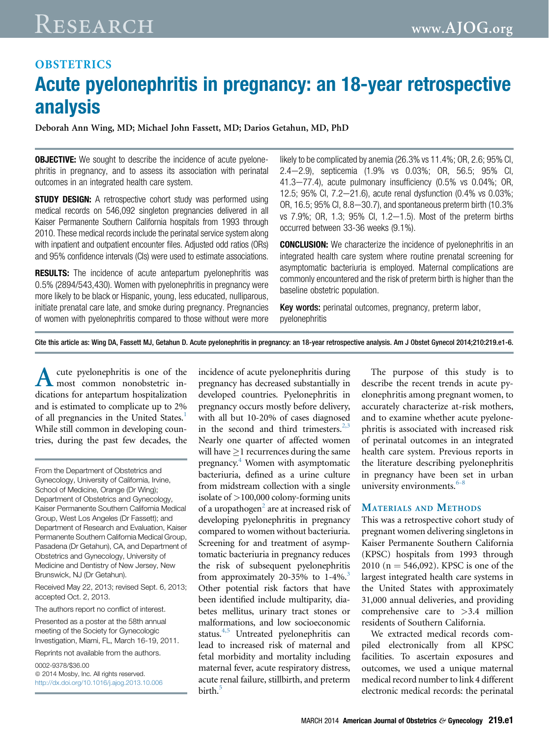OBSTETRICS

# Acute pyelonephritis in pregnancy: an 18-year retrospective analysis

Deborah Ann Wing, MD; Michael John Fassett, MD; Darios Getahun, MD, PhD

**OBJECTIVE:** We sought to describe the incidence of acute pyelonephritis in pregnancy, and to assess its association with perinatal outcomes in an integrated health care system.

**STUDY DESIGN:** A retrospective cohort study was performed using medical records on 546,092 singleton pregnancies delivered in all Kaiser Permanente Southern California hospitals from 1993 through 2010. These medical records include the perinatal service system along with inpatient and outpatient encounter files. Adjusted odd ratios (ORs) and 95% confidence intervals (CIs) were used to estimate associations.

**RESULTS:** The incidence of acute antepartum pyelonephritis was 0.5% (2894/543,430). Women with pyelonephritis in pregnancy were more likely to be black or Hispanic, young, less educated, nulliparous, initiate prenatal care late, and smoke during pregnancy. Pregnancies of women with pyelonephritis compared to those without were more likely to be complicated by anemia (26.3% vs 11.4%; OR, 2.6; 95% CI, 2.4—2.9), septicemia (1.9% vs 0.03%; OR, 56.5; 95% CI, 41.3—77.4), acute pulmonary insufficiency (0.5% vs 0.04%; OR, 12.5; 95% CI, 7.2—21.6), acute renal dysfunction (0.4% vs 0.03%; OR, 16.5; 95% CI, 8.8—30.7), and spontaneous preterm birth (10.3% vs 7.9%; OR, 1.3; 95% CI, 1.2—1.5). Most of the preterm births occurred between 33-36 weeks (9.1%).

**CONCLUSION:** We characterize the incidence of pyelonephritis in an integrated health care system where routine prenatal screening for asymptomatic bacteriuria is employed. Maternal complications are commonly encountered and the risk of preterm birth is higher than the baseline obstetric population.

**Key words:** perinatal outcomes, pregnancy, preterm labor, pyelonephritis

Cite this article as: Wing DA, Fassett MJ, Getahun D. Acute pyelonephritis in pregnancy: an 18-year retrospective analysis. Am J Obstet Gynecol 2014;210:219.e1-6.

Acute pyelonephritis is one of the most common nonobstetric indications for antepartum hospitalization and is estimated to complicate up to 2% of all pregnancies in the United States.[1] While still common in developing countries, during the past few decades, the incidence of acute pyelonephritis during pregnancy has decreased substantially in developed countries. Pyelonephritis in pregnancy occurs mostly before delivery, with all but 10-20% of cases diagnosed in the second and third trimesters.[2,3] Nearly one quarter of affected women will have ≥1 recurrences during the same pregnancy.[4] Women with asymptomatic bacteriuria, defined as a urine culture from midstream collection with a single isolate of >100,000 colony-forming units of a uropathogen[2] are at increased risk of developing pyelonephritis in pregnancy compared to women without bacteriuria. Screening for and treatment of asymptomatic bacteriuria in pregnancy reduces the risk of subsequent pyelonephritis from approximately 20-35% to 1-4%.[3] Other potential risk factors that have been identified include multiparity, diabetes mellitus, urinary tract stones or malformations, and low socioeconomic status.[4,5] Untreated pyelonephritis can lead to increased risk of maternal and fetal morbidity and mortality including maternal fever, acute respiratory distress, acute renal failure, stillbirth, and preterm birth.[5]

The purpose of this study is to describe the recent trends in acute pyelonephritis among pregnant women, to accurately characterize at-risk mothers, and to examine whether acute pyelonephritis is associated with increased risk of perinatal outcomes in an integrated health care system. Previous reports in the literature describing pyelonephritis in pregnancy have been set in urban university environments.[6-8]

## Materials and Methods

This was a retrospective cohort study of pregnant women delivering singletons in Kaiser Permanente Southern California (KPSC) hospitals from 1993 through 2010 (n = 546,092). KPSC is one of the largest integrated health care systems in the United States with approximately 31,000 annual deliveries, and providing comprehensive care to >3.4 million residents of Southern California.

We extracted medical records compiled electronically from all KPSC facilities. To ascertain exposures and outcomes, we used a unique maternal medical record number to link 4 different electronic medical records: the perinatal

From the Department of Obstetrics and Gynecology, University of California, Irvine, School of Medicine, Orange (Dr Wing); Department of Obstetrics and Gynecology, Kaiser Permanente Southern California Medical Group, West Los Angeles (Dr Fassett); and Department of Research and Evaluation, Kaiser Permanente Southern California Medical Group, Pasadena (Dr Getahun), CA, and Department of Obstetrics and Gynecology, University of Medicine and Dentistry of New Jersey, New Brunswick, NJ (Dr Getahun).

Received May 22, 2013; revised Sept. 6, 2013; accepted Oct. 2, 2013.

The authors report no conflict of interest.

Presented as a poster at the 58th annual meeting of the Society for Gynecologic Investigation, Miami, FL, March 16-19, 2011.

Reprints not available from the authors.

0002-9378/$36.00
© 2014 Mosby, Inc. All rights reserved.
http://dx.doi.org/10.1016/j.ajog.2013.10.006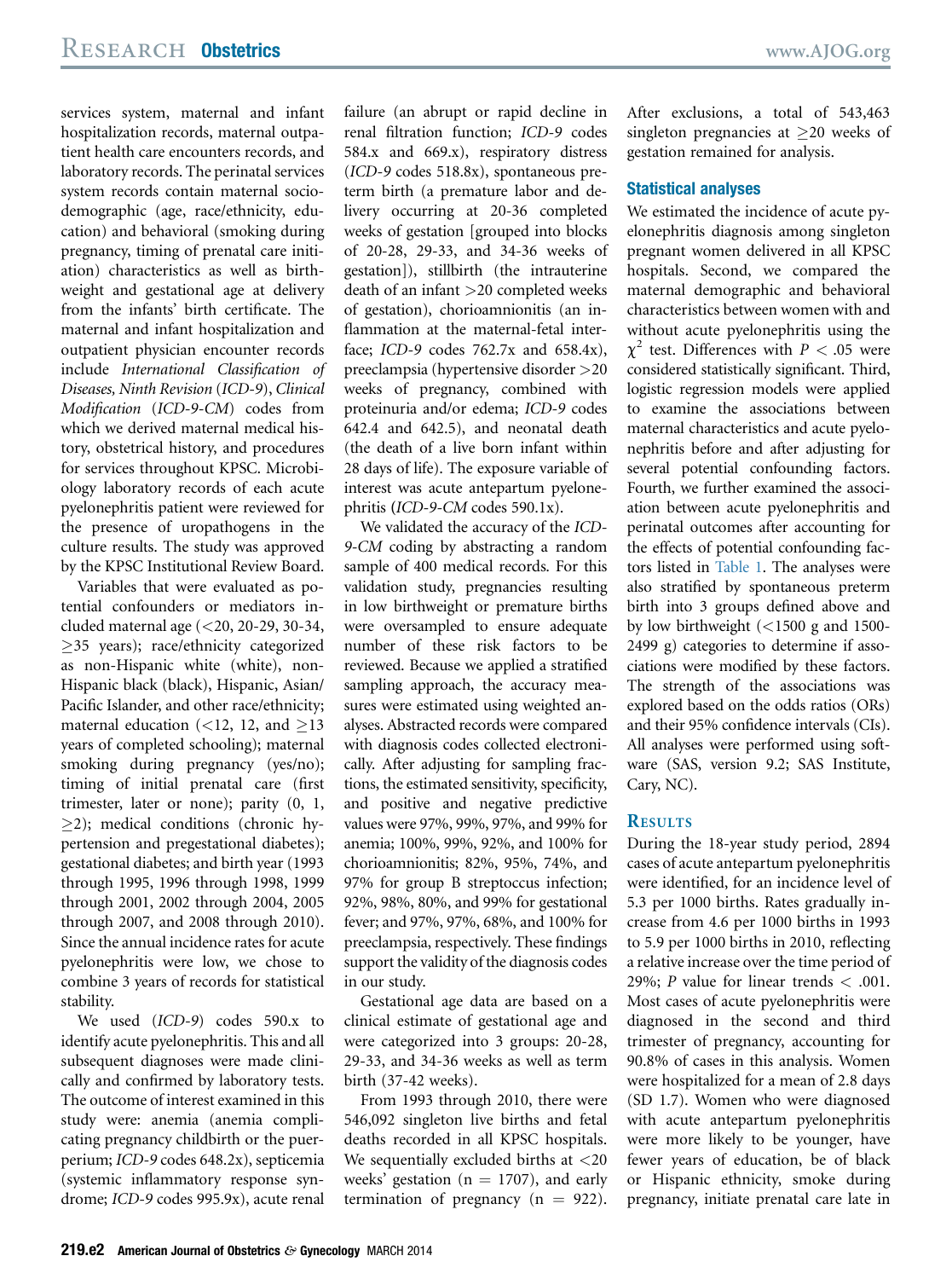services system, maternal and infant hospitalization records, maternal outpatient health care encounters records, and laboratory records. The perinatal services system records contain maternal sociodemographic (age, race/ethnicity, education) and behavioral (smoking during pregnancy, timing of prenatal care initiation) characteristics as well as birthweight and gestational age at delivery from the infants' birth certificate. The maternal and infant hospitalization and outpatient physician encounter records include *International Classification of Diseases, Ninth Revision* (*ICD-9*), *Clinical Modification* (*ICD-9-CM*) codes from which we derived maternal medical history, obstetrical history, and procedures for services throughout KPSC. Microbiology laboratory records of each acute pyelonephritis patient were reviewed for the presence of uropathogens in the culture results. The study was approved by the KPSC Institutional Review Board.

Variables that were evaluated as potential confounders or mediators included maternal age (<20, 20-29, 30-34, ≥35 years); race/ethnicity categorized as non-Hispanic white (white), non-Hispanic black (black), Hispanic, Asian/Pacific Islander, and other race/ethnicity; maternal education (<12, 12, and ≥13 years of completed schooling); maternal smoking during pregnancy (yes/no); timing of initial prenatal care (first trimester, later or none); parity (0, 1, ≥2); medical conditions (chronic hypertension and pregestational diabetes); gestational diabetes; and birth year (1993 through 1995, 1996 through 1998, 1999 through 2001, 2002 through 2004, 2005 through 2007, and 2008 through 2010). Since the annual incidence rates for acute pyelonephritis were low, we chose to combine 3 years of records for statistical stability.

We used (*ICD-9*) codes 590.x to identify acute pyelonephritis. This and all subsequent diagnoses were made clinically and confirmed by laboratory tests. The outcome of interest examined in this study were: anemia (anemia complicating pregnancy childbirth or the puerperium; *ICD-9* codes 648.2x), septicemia (systemic inflammatory response syndrome; *ICD-9* codes 995.9x), acute renal failure (an abrupt or rapid decline in renal filtration function; *ICD-9* codes 584.x and 669.x), respiratory distress (*ICD-9* codes 518.8x), spontaneous preterm birth (a premature labor and delivery occurring at 20-36 completed weeks of gestation [grouped into blocks of 20-28, 29-33, and 34-36 weeks of gestation]), stillbirth (the intrauterine death of an infant >20 completed weeks of gestation), chorioamnionitis (an inflammation at the maternal-fetal interface; *ICD-9* codes 762.7x and 658.4x), preeclampsia (hypertensive disorder >20 weeks of pregnancy, combined with proteinuria and/or edema; *ICD-9* codes 642.4 and 642.5), and neonatal death (the death of a live born infant within 28 days of life). The exposure variable of interest was acute antepartum pyelonephritis (*ICD-9-CM* codes 590.1x).

We validated the accuracy of the *ICD-9-CM* coding by abstracting a random sample of 400 medical records. For this validation study, pregnancies resulting in low birthweight or premature births were oversampled to ensure adequate number of these risk factors to be reviewed. Because we applied a stratified sampling approach, the accuracy measures were estimated using weighted analyses. Abstracted records were compared with diagnosis codes collected electronically. After adjusting for sampling fractions, the estimated sensitivity, specificity, and positive and negative predictive values were 97%, 99%, 97%, and 99% for anemia; 100%, 99%, 92%, and 100% for chorioamnionitis; 82%, 95%, 74%, and 97% for group B streptoccus infection; 92%, 98%, 80%, and 99% for gestational fever; and 97%, 97%, 68%, and 100% for preeclampsia, respectively. These findings support the validity of the diagnosis codes in our study.

Gestational age data are based on a clinical estimate of gestational age and were categorized into 3 groups: 20-28, 29-33, and 34-36 weeks as well as term birth (37-42 weeks).

From 1993 through 2010, there were 546,092 singleton live births and fetal deaths recorded in all KPSC hospitals. We sequentially excluded births at <20 weeks' gestation (n = 1707), and early termination of pregnancy (n = 922). After exclusions, a total of 543,463 singleton pregnancies at ≥20 weeks of gestation remained for analysis.

## Statistical analyses

We estimated the incidence of acute pyelonephritis diagnosis among singleton pregnant women delivered in all KPSC hospitals. Second, we compared the maternal demographic and behavioral characteristics between women with and without acute pyelonephritis using the $\chi^2$ test. Differences with $P < .05$ were considered statistically significant. Third, logistic regression models were applied to examine the associations between maternal characteristics and acute pyelonephritis before and after adjusting for several potential confounding factors. Fourth, we further examined the association between acute pyelonephritis and perinatal outcomes after accounting for the effects of potential confounding factors listed in Table 1. The analyses were also stratified by spontaneous preterm birth into 3 groups defined above and by low birthweight (<1500 g and 1500-2499 g) categories to determine if associations were modified by these factors. The strength of the associations was explored based on the odds ratios (ORs) and their 95% confidence intervals (CIs). All analyses were performed using software (SAS, version 9.2; SAS Institute, Cary, NC).

## Results

During the 18-year study period, 2894 cases of acute antepartum pyelonephritis were identified, for an incidence level of 5.3 per 1000 births. Rates gradually increase from 4.6 per 1000 births in 1993 to 5.9 per 1000 births in 2010, reflecting a relative increase over the time period of 29%; $P$ value for linear trends $< .001$. Most cases of acute pyelonephritis were diagnosed in the second and third trimester of pregnancy, accounting for 90.8% of cases in this analysis. Women were hospitalized for a mean of 2.8 days (SD 1.7). Women who were diagnosed with acute antepartum pyelonephritis were more likely to be younger, have fewer years of education, be of black or Hispanic ethnicity, smoke during pregnancy, initiate prenatal care late in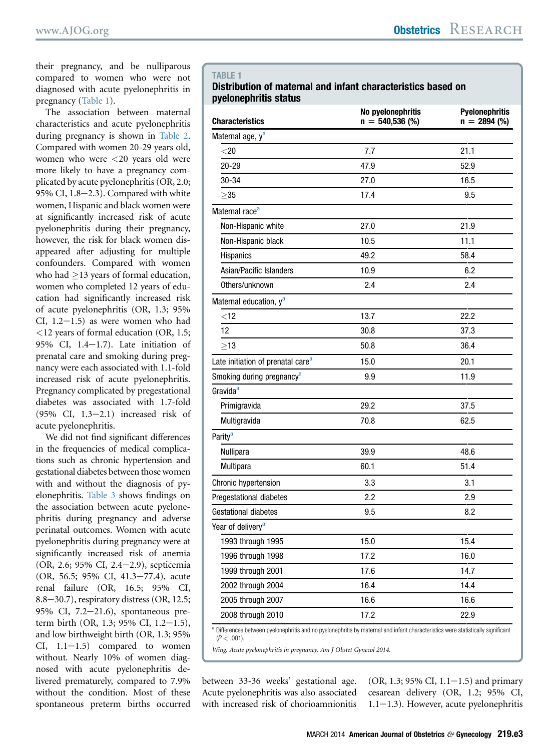their pregnancy, and be nulliparous compared to women who were not diagnosed with acute pyelonephritis in pregnancy (Table 1).

The association between maternal characteristics and acute pyelonephritis during pregnancy is shown in Table 2. Compared with women 20-29 years old, women who were <20 years old were more likely to have a pregnancy complicated by acute pyelonephritis (OR, 2.0; 95% CI, 1.8−2.3). Compared with white women, Hispanic and black women were at significantly increased risk of acute pyelonephritis during their pregnancy, however, the risk for black women disappeared after adjusting for multiple confounders. Compared with women who had ≥13 years of formal education, women who completed 12 years of education had significantly increased risk of acute pyelonephritis (OR, 1.3; 95% CI, 1.2−1.5) as were women who had <12 years of formal education (OR, 1.5; 95% CI, 1.4−1.7). Late initiation of prenatal care and smoking during pregnancy were each associated with 1.1-fold increased risk of acute pyelonephritis. Pregnancy complicated by pregestational diabetes was associated with 1.7-fold (95% CI, 1.3−2.1) increased risk of acute pyelonephritis.

We did not find significant differences in the frequencies of medical complications such as chronic hypertension and gestational diabetes between those women with and without the diagnosis of pyelonephritis. Table 3 shows findings on the association between acute pyelonephritis during pregnancy and adverse perinatal outcomes. Women with acute pyelonephritis during pregnancy were at significantly increased risk of anemia (OR, 2.6; 95% CI, 2.4−2.9), septicemia (OR, 56.5; 95% CI, 41.3−77.4), acute renal failure (OR, 16.5; 95% CI, 8.8−30.7), respiratory distress (OR, 12.5; 95% CI, 7.2−21.6), spontaneous preterm birth (OR, 1.3; 95% CI, 1.2−1.5), and low birthweight birth (OR, 1.3; 95% CI, 1.1−1.5) compared to women without. Nearly 10% of women diagnosed with acute pyelonephritis delivered prematurely, compared to 7.9% without the condition. Most of these spontaneous preterm births occurred between 33-36 weeks' gestational age. Acute pyelonephritis was also associated with increased risk of chorioamnionitis (OR, 1.3; 95% CI, 1.1−1.5) and primary cesarean delivery (OR, 1.2; 95% CI, 1.1−1.3). However, acute pyelonephritis

**TABLE 1**
**Distribution of maternal and infant characteristics based on pyelonephritis status**

| Characteristics | No pyelonephritis n = 540,536 (%) | Pyelonephritis n = 2894 (%) |
|---|---|---|
| Maternal age, y[a] | | |
| <20 | 7.7 | 21.1 |
| 20-29 | 47.9 | 52.9 |
| 30-34 | 27.0 | 16.5 |
| ≥35 | 17.4 | 9.5 |
| Maternal race[a] | | |
| Non-Hispanic white | 27.0 | 21.9 |
| Non-Hispanic black | 10.5 | 11.1 |
| Hispanics | 49.2 | 58.4 |
| Asian/Pacific Islanders | 10.9 | 6.2 |
| Others/unknown | 2.4 | 2.4 |
| Maternal education, y[a] | | |
| <12 | 13.7 | 22.2 |
| 12 | 30.8 | 37.3 |
| ≥13 | 50.8 | 36.4 |
| Late initiation of prenatal care[a] | 15.0 | 20.1 |
| Smoking during pregnancy[a] | 9.9 | 11.9 |
| Gravida[a] | | |
| Primigravida | 29.2 | 37.5 |
| Multigravida | 70.8 | 62.5 |
| Parity[a] | | |
| Nullipara | 39.9 | 48.6 |
| Multipara | 60.1 | 51.4 |
| Chronic hypertension | 3.3 | 3.1 |
| Pregestational diabetes | 2.2 | 2.9 |
| Gestational diabetes | 9.5 | 8.2 |
| Year of delivery[a] | | |
| 1993 through 1995 | 15.0 | 15.4 |
| 1996 through 1998 | 17.2 | 16.0 |
| 1999 through 2001 | 17.6 | 14.7 |
| 2002 through 2004 | 16.4 | 14.4 |
| 2005 through 2007 | 16.6 | 16.6 |
| 2008 through 2010 | 17.2 | 22.9 |

[a] Differences between pyelonephritis and no pyelonephritis by maternal and infant characteristics were statistically significant ($P < .001$).

*Wing. Acute pyelonephritis in pregnancy. Am J Obstet Gynecol 2014.*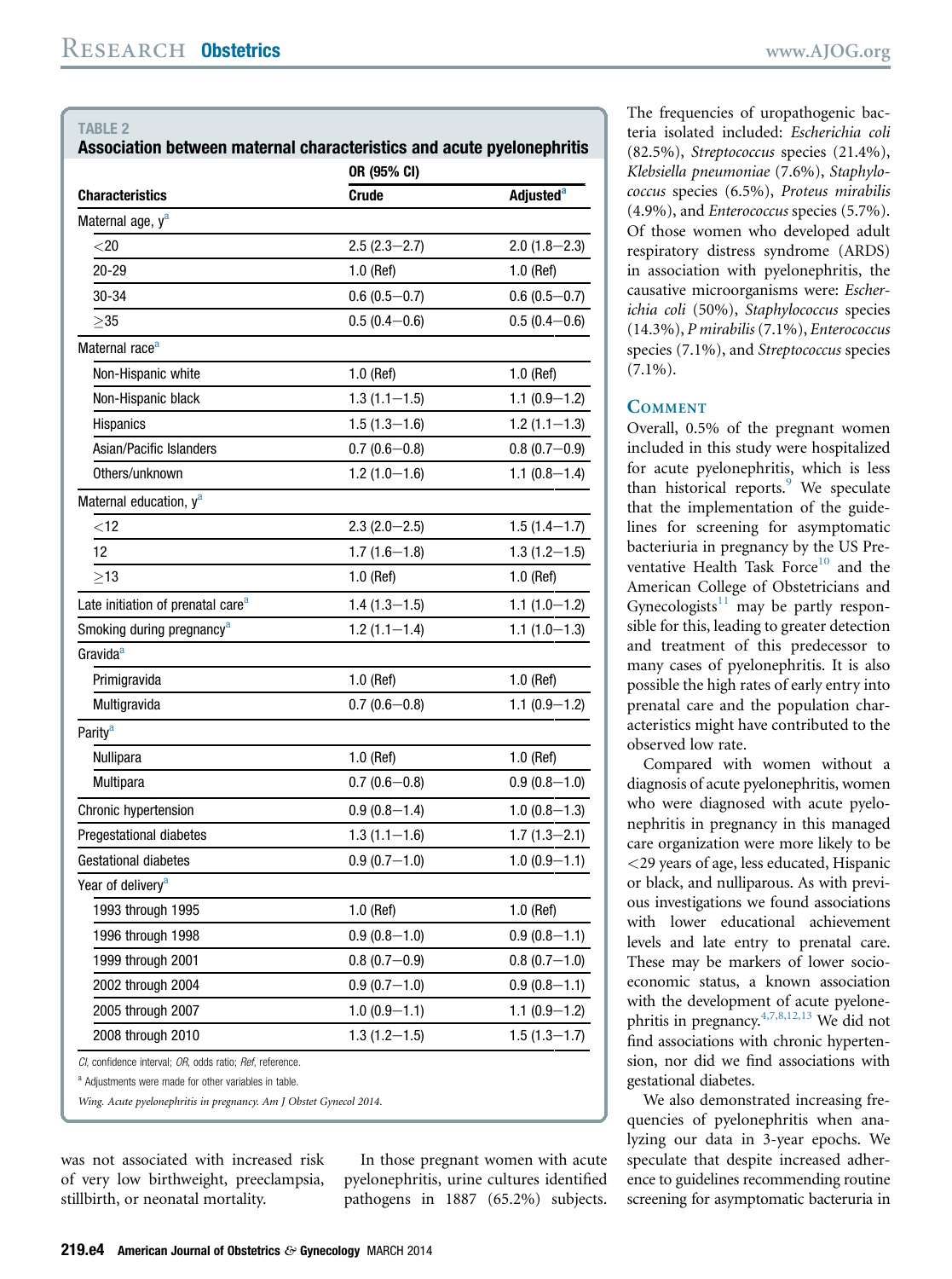**TABLE 2**
**Association between maternal characteristics and acute pyelonephritis**

| Characteristics | OR (95% CI) | |
|---|---|---|
| | Crude | Adjusted[a] |
| Maternal age, y[a] | | |
| <20 | 2.5 (2.3–2.7) | 2.0 (1.8–2.3) |
| 20-29 | 1.0 (Ref) | 1.0 (Ref) |
| 30-34 | 0.6 (0.5–0.7) | 0.6 (0.5–0.7) |
| ≥35 | 0.5 (0.4–0.6) | 0.5 (0.4–0.6) |
| Maternal race[a] | | |
| Non-Hispanic white | 1.0 (Ref) | 1.0 (Ref) |
| Non-Hispanic black | 1.3 (1.1–1.5) | 1.1 (0.9–1.2) |
| Hispanics | 1.5 (1.3–1.6) | 1.2 (1.1–1.3) |
| Asian/Pacific Islanders | 0.7 (0.6–0.8) | 0.8 (0.7–0.9) |
| Others/unknown | 1.2 (1.0–1.6) | 1.1 (0.8–1.4) |
| Maternal education, y[a] | | |
| <12 | 2.3 (2.0–2.5) | 1.5 (1.4–1.7) |
| 12 | 1.7 (1.6–1.8) | 1.3 (1.2–1.5) |
| ≥13 | 1.0 (Ref) | 1.0 (Ref) |
| Late initiation of prenatal care[a] | 1.4 (1.3–1.5) | 1.1 (1.0–1.2) |
| Smoking during pregnancy[a] | 1.2 (1.1–1.4) | 1.1 (1.0–1.3) |
| Gravida[a] | | |
| Primigravida | 1.0 (Ref) | 1.0 (Ref) |
| Multigravida | 0.7 (0.6–0.8) | 1.1 (0.9–1.2) |
| Parity[a] | | |
| Nullipara | 1.0 (Ref) | 1.0 (Ref) |
| Multipara | 0.7 (0.6–0.8) | 0.9 (0.8–1.0) |
| Chronic hypertension | 0.9 (0.8–1.4) | 1.0 (0.8–1.3) |
| Pregestational diabetes | 1.3 (1.1–1.6) | 1.7 (1.3–2.1) |
| Gestational diabetes | 0.9 (0.7–1.0) | 1.0 (0.9–1.1) |
| Year of delivery[a] | | |
| 1993 through 1995 | 1.0 (Ref) | 1.0 (Ref) |
| 1996 through 1998 | 0.9 (0.8–1.0) | 0.9 (0.8–1.1) |
| 1999 through 2001 | 0.8 (0.7–0.9) | 0.8 (0.7–1.0) |
| 2002 through 2004 | 0.9 (0.7–1.0) | 0.9 (0.8–1.1) |
| 2005 through 2007 | 1.0 (0.9–1.1) | 1.1 (0.9–1.2) |
| 2008 through 2010 | 1.3 (1.2–1.5) | 1.5 (1.3–1.7) |

*CI*, confidence interval; *OR*, odds ratio; *Ref*, reference.

[a] Adjustments were made for other variables in table.

*Wing. Acute pyelonephritis in pregnancy. Am J Obstet Gynecol 2014.*

was not associated with increased risk of very low birthweight, preeclampsia, stillbirth, or neonatal mortality.

In those pregnant women with acute pyelonephritis, urine cultures identified pathogens in 1887 (65.2%) subjects. The frequencies of uropathogenic bacteria isolated included: *Escherichia coli* (82.5%), *Streptococcus* species (21.4%), *Klebsiella pneumoniae* (7.6%), *Staphylococcus* species (6.5%), *Proteus mirabilis* (4.9%), and *Enterococcus* species (5.7%). Of those women who developed adult respiratory distress syndrome (ARDS) in association with pyelonephritis, the causative microorganisms were: *Escherichia coli* (50%), *Staphylococcus* species (14.3%), *P mirabilis* (7.1%), *Enterococcus* species (7.1%), and *Streptococcus* species (7.1%).

## Comment

Overall, 0.5% of the pregnant women included in this study were hospitalized for acute pyelonephritis, which is less than historical reports.[9] We speculate that the implementation of the guidelines for screening for asymptomatic bacteriuria in pregnancy by the US Preventative Health Task Force[10] and the American College of Obstetricians and Gynecologists[11] may be partly responsible for this, leading to greater detection and treatment of this predecessor to many cases of pyelonephritis. It is also possible the high rates of early entry into prenatal care and the population characteristics might have contributed to the observed low rate.

Compared with women without a diagnosis of acute pyelonephritis, women who were diagnosed with acute pyelonephritis in pregnancy in this managed care organization were more likely to be <29 years of age, less educated, Hispanic or black, and nulliparous. As with previous investigations we found associations with lower educational achievement levels and late entry to prenatal care. These may be markers of lower socioeconomic status, a known association with the development of acute pyelonephritis in pregnancy.[4,7,8,12,13] We did not find associations with chronic hypertension, nor did we find associations with gestational diabetes.

We also demonstrated increasing frequencies of pyelonephritis when analyzing our data in 3-year epochs. We speculate that despite increased adherence to guidelines recommending routine screening for asymptomatic bacteruria in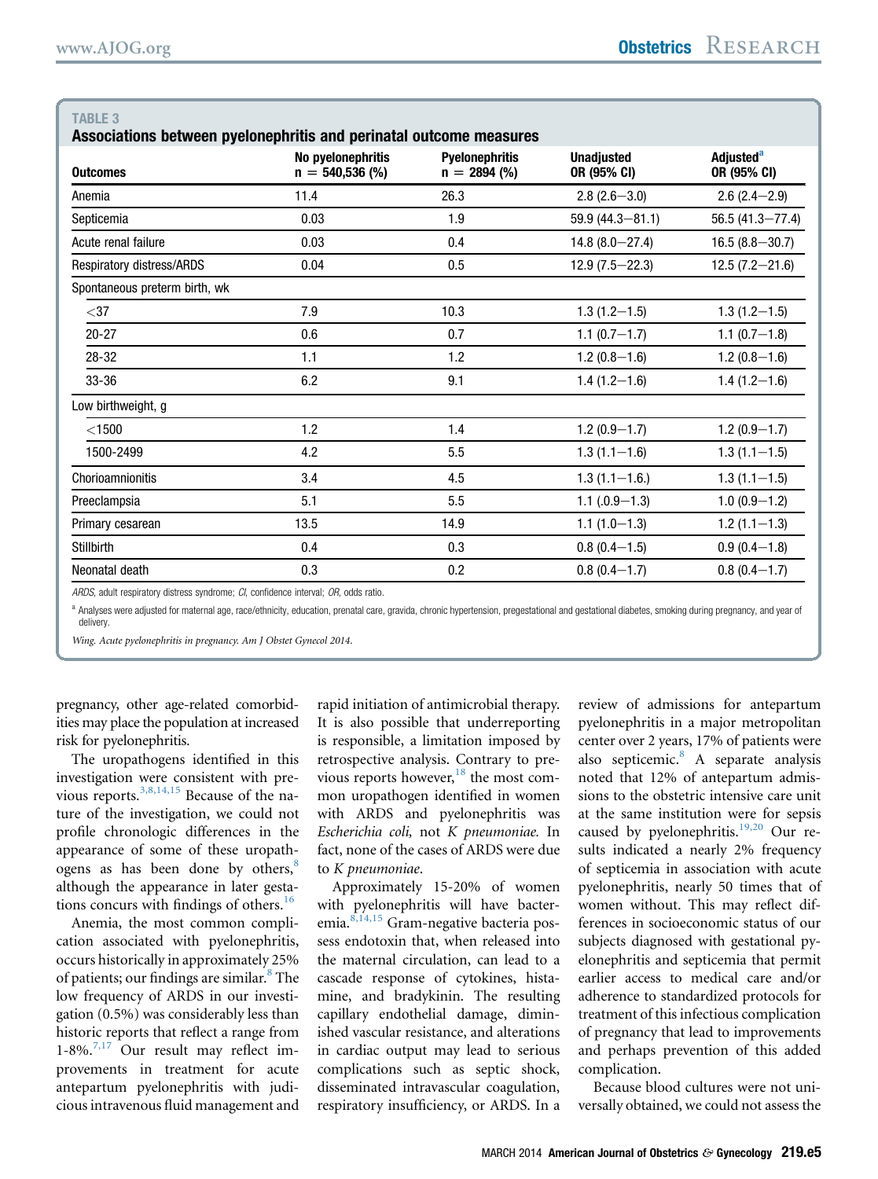**TABLE 3**
**Associations between pyelonephritis and perinatal outcome measures**

| Outcomes | No pyelonephritis n = 540,536 (%) | Pyelonephritis n = 2894 (%) | Unadjusted OR (95% CI) | Adjusted[a] OR (95% CI) |
|---|---|---|---|---|
| Anemia | 11.4 | 26.3 | 2.8 (2.6–3.0) | 2.6 (2.4–2.9) |
| Septicemia | 0.03 | 1.9 | 59.9 (44.3–81.1) | 56.5 (41.3–77.4) |
| Acute renal failure | 0.03 | 0.4 | 14.8 (8.0–27.4) | 16.5 (8.8–30.7) |
| Respiratory distress/ARDS | 0.04 | 0.5 | 12.9 (7.5–22.3) | 12.5 (7.2–21.6) |
| Spontaneous preterm birth, wk | | | | |
| <37 | 7.9 | 10.3 | 1.3 (1.2–1.5) | 1.3 (1.2–1.5) |
| 20-27 | 0.6 | 0.7 | 1.1 (0.7–1.7) | 1.1 (0.7–1.8) |
| 28-32 | 1.1 | 1.2 | 1.2 (0.8–1.6) | 1.2 (0.8–1.6) |
| 33-36 | 6.2 | 9.1 | 1.4 (1.2–1.6) | 1.4 (1.2–1.6) |
| Low birthweight, g | | | | |
| <1500 | 1.2 | 1.4 | 1.2 (0.9–1.7) | 1.2 (0.9–1.7) |
| 1500-2499 | 4.2 | 5.5 | 1.3 (1.1–1.6) | 1.3 (1.1–1.5) |
| Chorioamnionitis | 3.4 | 4.5 | 1.3 (1.1–1.6.) | 1.3 (1.1–1.5) |
| Preeclampsia | 5.1 | 5.5 | 1.1 (.0.9–1.3) | 1.0 (0.9–1.2) |
| Primary cesarean | 13.5 | 14.9 | 1.1 (1.0–1.3) | 1.2 (1.1–1.3) |
| Stillbirth | 0.4 | 0.3 | 0.8 (0.4–1.5) | 0.9 (0.4–1.8) |
| Neonatal death | 0.3 | 0.2 | 0.8 (0.4–1.7) | 0.8 (0.4–1.7) |

*ARDS*, adult respiratory distress syndrome; *CI*, confidence interval; *OR*, odds ratio.

[a] Analyses were adjusted for maternal age, race/ethnicity, education, prenatal care, gravida, chronic hypertension, pregestational and gestational diabetes, smoking during pregnancy, and year of delivery.

*Wing. Acute pyelonephritis in pregnancy. Am J Obstet Gynecol 2014.*

pregnancy, other age-related comorbidities may place the population at increased risk for pyelonephritis.

The uropathogens identified in this investigation were consistent with previous reports.[3,8,14,15] Because of the nature of the investigation, we could not profile chronologic differences in the appearance of some of these uropathogens as has been done by others,[8] although the appearance in later gestations concurs with findings of others.[16]

Anemia, the most common complication associated with pyelonephritis, occurs historically in approximately 25% of patients; our findings are similar.[8] The low frequency of ARDS in our investigation (0.5%) was considerably less than historic reports that reflect a range from 1-8%.[7,17] Our result may reflect improvements in treatment for acute antepartum pyelonephritis with judicious intravenous fluid management and rapid initiation of antimicrobial therapy. It is also possible that underreporting is responsible, a limitation imposed by retrospective analysis. Contrary to previous reports however,[18] the most common uropathogen identified in women with ARDS and pyelonephritis was *Escherichia coli,* not *K pneumoniae.* In fact, none of the cases of ARDS were due to *K pneumoniae*.

Approximately 15-20% of women with pyelonephritis will have bacteremia.[8,14,15] Gram-negative bacteria possess endotoxin that, when released into the maternal circulation, can lead to a cascade response of cytokines, histamine, and bradykinin. The resulting capillary endothelial damage, diminished vascular resistance, and alterations in cardiac output may lead to serious complications such as septic shock, disseminated intravascular coagulation, respiratory insufficiency, or ARDS. In a review of admissions for antepartum pyelonephritis in a major metropolitan center over 2 years, 17% of patients were also septicemic.[8] A separate analysis noted that 12% of antepartum admissions to the obstetric intensive care unit at the same institution were for sepsis caused by pyelonephritis.[19,20] Our results indicated a nearly 2% frequency of septicemia in association with acute pyelonephritis, nearly 50 times that of women without. This may reflect differences in socioeconomic status of our subjects diagnosed with gestational pyelonephritis and septicemia that permit earlier access to medical care and/or adherence to standardized protocols for treatment of this infectious complication of pregnancy that lead to improvements and perhaps prevention of this added complication.

Because blood cultures were not universally obtained, we could not assess the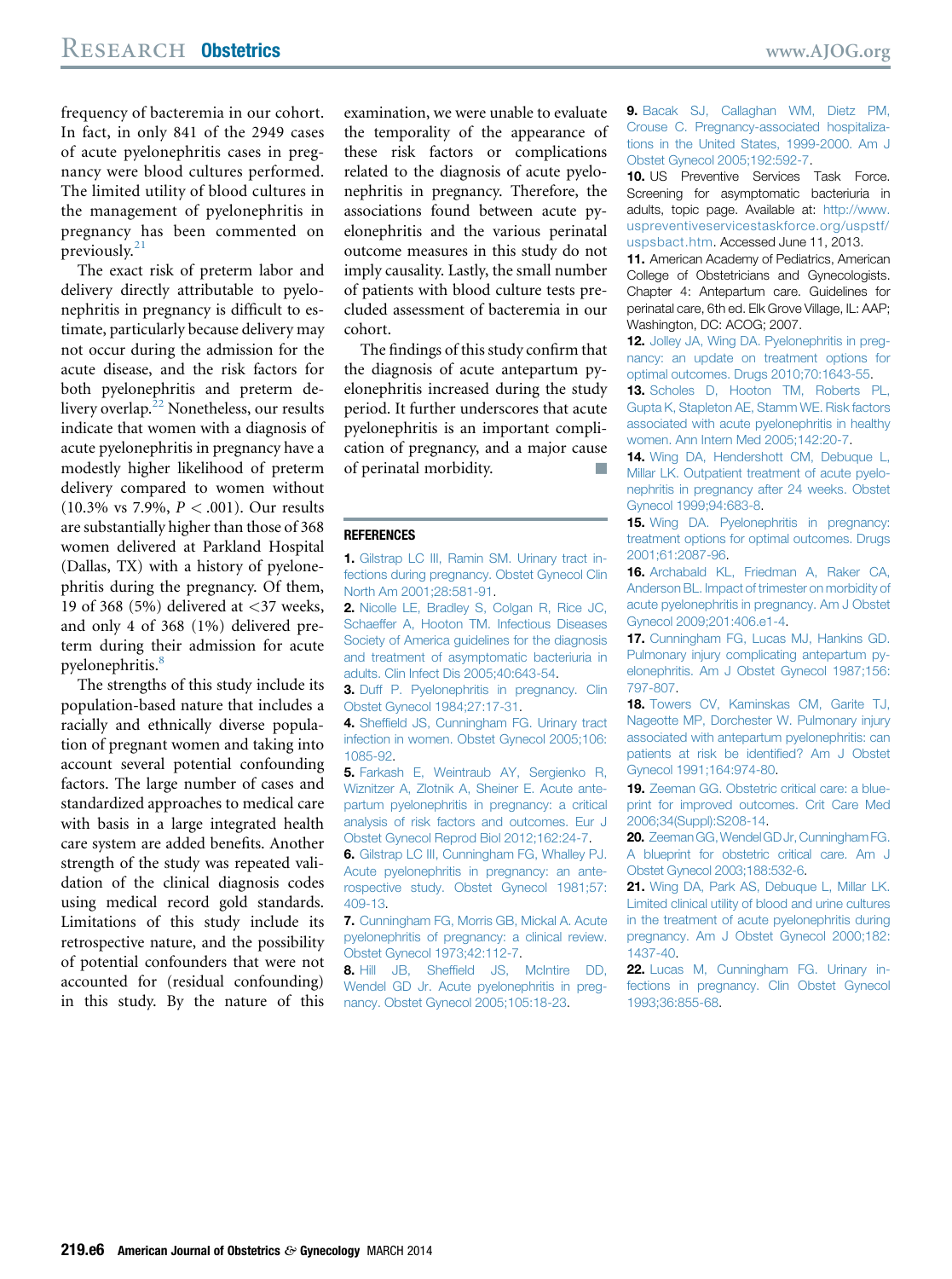frequency of bacteremia in our cohort. In fact, in only 841 of the 2949 cases of acute pyelonephritis cases in pregnancy were blood cultures performed. The limited utility of blood cultures in the management of pyelonephritis in pregnancy has been commented on previously.[21]

The exact risk of preterm labor and delivery directly attributable to pyelonephritis in pregnancy is difficult to estimate, particularly because delivery may not occur during the admission for the acute disease, and the risk factors for both pyelonephritis and preterm delivery overlap.[22] Nonetheless, our results indicate that women with a diagnosis of acute pyelonephritis in pregnancy have a modestly higher likelihood of preterm delivery compared to women without (10.3% vs 7.9%, $P < .001$). Our results are substantially higher than those of 368 women delivered at Parkland Hospital (Dallas, TX) with a history of pyelonephritis during the pregnancy. Of them, 19 of 368 (5%) delivered at <37 weeks, and only 4 of 368 (1%) delivered preterm during their admission for acute pyelonephritis.[8]

The strengths of this study include its population-based nature that includes a racially and ethnically diverse population of pregnant women and taking into account several potential confounding factors. The large number of cases and standardized approaches to medical care with basis in a large integrated health care system are added benefits. Another strength of the study was repeated validation of the clinical diagnosis codes using medical record gold standards. Limitations of this study include its retrospective nature, and the possibility of potential confounders that were not accounted for (residual confounding) in this study. By the nature of this examination, we were unable to evaluate the temporality of the appearance of these risk factors or complications related to the diagnosis of acute pyelonephritis in pregnancy. Therefore, the associations found between acute pyelonephritis and the various perinatal outcome measures in this study do not imply causality. Lastly, the small number of patients with blood culture tests precluded assessment of bacteremia in our cohort.

The findings of this study confirm that the diagnosis of acute antepartum pyelonephritis increased during the study period. It further underscores that acute pyelonephritis is an important complication of pregnancy, and a major cause of perinatal morbidity. ■

## REFERENCES

1. Gilstrap LC III, Ramin SM. Urinary tract infections during pregnancy. Obstet Gynecol Clin North Am 2001;28:581-91.
2. Nicolle LE, Bradley S, Colgan R, Rice JC, Schaeffer A, Hooton TM. Infectious Diseases Society of America guidelines for the diagnosis and treatment of asymptomatic bacteriuria in adults. Clin Infect Dis 2005;40:643-54.
3. Duff P. Pyelonephritis in pregnancy. Clin Obstet Gynecol 1984;27:17-31.
4. Sheffield JS, Cunningham FG. Urinary tract infection in women. Obstet Gynecol 2005;106:1085-92.
5. Farkash E, Weintraub AY, Sergienko R, Wiznitzer A, Zlotnik A, Sheiner E. Acute antepartum pyelonephritis in pregnancy: a critical analysis of risk factors and outcomes. Eur J Obstet Gynecol Reprod Biol 2012;162:24-7.
6. Gilstrap LC III, Cunningham FG, Whalley PJ. Acute pyelonephritis in pregnancy: an anterospective study. Obstet Gynecol 1981;57:409-13.
7. Cunningham FG, Morris GB, Mickal A. Acute pyelonephritis of pregnancy: a clinical review. Obstet Gynecol 1973;42:112-7.
8. Hill JB, Sheffield JS, McIntire DD, Wendel GD Jr. Acute pyelonephritis in pregnancy. Obstet Gynecol 2005;105:18-23.
9. Bacak SJ, Callaghan WM, Dietz PM, Crouse C. Pregnancy-associated hospitalizations in the United States, 1999-2000. Am J Obstet Gynecol 2005;192:592-7.
10. US Preventive Services Task Force. Screening for asymptomatic bacteriuria in adults, topic page. Available at: http://www.uspreventiveservicestaskforce.org/uspstf/uspsbact.htm. Accessed June 11, 2013.
11. American Academy of Pediatrics, American College of Obstetricians and Gynecologists. Chapter 4: Antepartum care. Guidelines for perinatal care, 6th ed. Elk Grove Village, IL: AAP; Washington, DC: ACOG; 2007.
12. Jolley JA, Wing DA. Pyelonephritis in pregnancy: an update on treatment options for optimal outcomes. Drugs 2010;70:1643-55.
13. Scholes D, Hooton TM, Roberts PL, Gupta K, Stapleton AE, Stamm WE. Risk factors associated with acute pyelonephritis in healthy women. Ann Intern Med 2005;142:20-7.
14. Wing DA, Hendershott CM, Debuque L, Millar LK. Outpatient treatment of acute pyelonephritis in pregnancy after 24 weeks. Obstet Gynecol 1999;94:683-8.
15. Wing DA. Pyelonephritis in pregnancy: treatment options for optimal outcomes. Drugs 2001;61:2087-96.
16. Archabald KL, Friedman A, Raker CA, Anderson BL. Impact of trimester on morbidity of acute pyelonephritis in pregnancy. Am J Obstet Gynecol 2009;201:406.e1-4.
17. Cunningham FG, Lucas MJ, Hankins GD. Pulmonary injury complicating antepartum pyelonephritis. Am J Obstet Gynecol 1987;156:797-807.
18. Towers CV, Kaminskas CM, Garite TJ, Nageotte MP, Dorchester W. Pulmonary injury associated with antepartum pyelonephritis: can patients at risk be identified? Am J Obstet Gynecol 1991;164:974-80.
19. Zeeman GG. Obstetric critical care: a blueprint for improved outcomes. Crit Care Med 2006;34(Suppl):S208-14.
20. Zeeman GG, Wendel GD Jr, Cunningham FG. A blueprint for obstetric critical care. Am J Obstet Gynecol 2003;188:532-6.
21. Wing DA, Park AS, Debuque L, Millar LK. Limited clinical utility of blood and urine cultures in the treatment of acute pyelonephritis during pregnancy. Am J Obstet Gynecol 2000;182:1437-40.
22. Lucas M, Cunningham FG. Urinary infections in pregnancy. Clin Obstet Gynecol 1993;36:855-68.